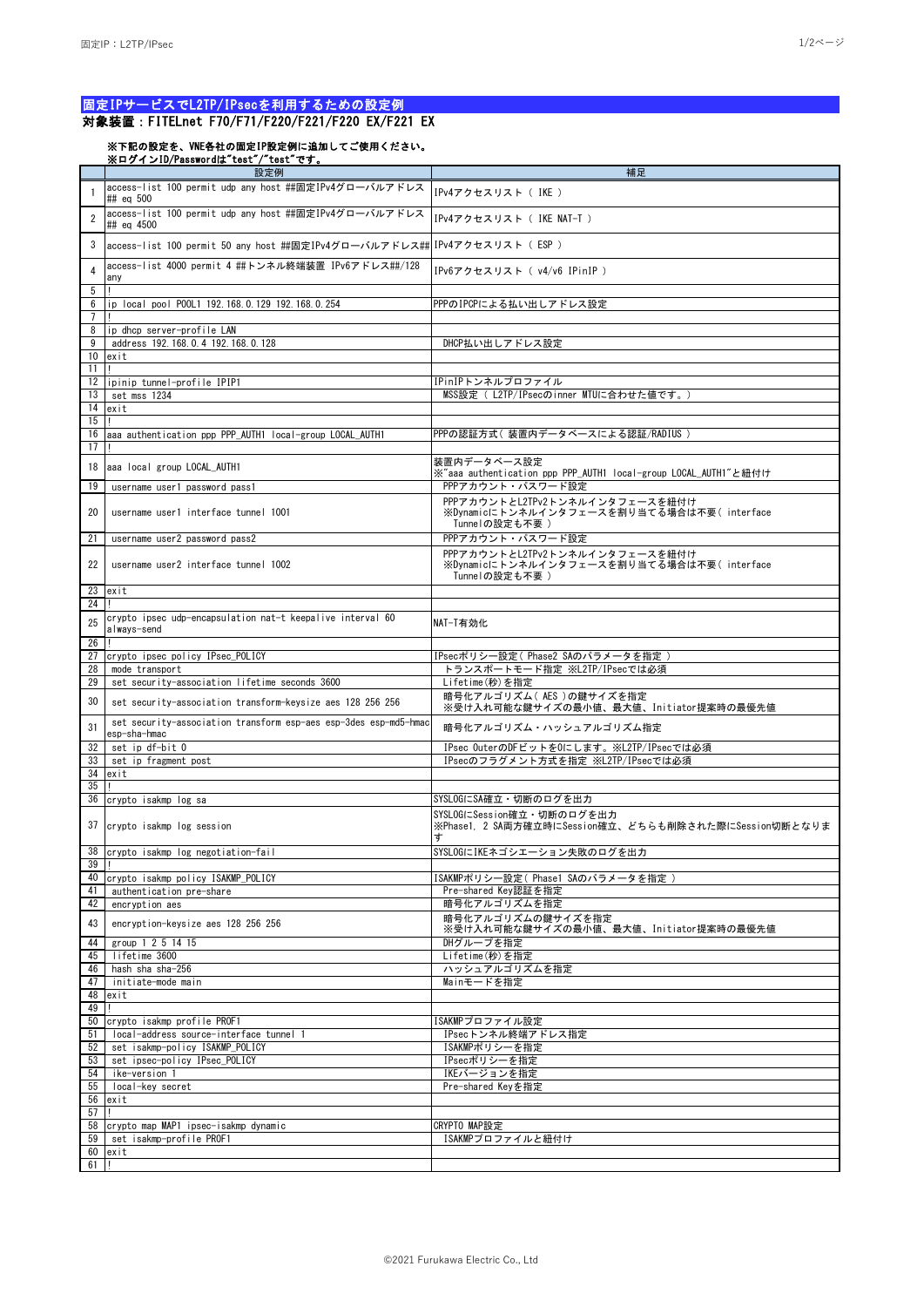## 固定IPサービスでL2TP/IPsecを利用するための設定例

### 対象装置：FITELnet F70/F71/F220/F221/F220 EX/F221 EX

**※下記の設定を、VNE各社の固定IP設定例に追加してご使用ください。**
**※ログインID/Passwordは"test"/"test"です。**

| | 設定例 | 補足 |
|---|---|---|
| 1 | access-list 100 permit udp any host ##固定IPv4グローバルアドレス## eq 500 | IPv4アクセスリスト（ IKE ） |
| 2 | access-list 100 permit udp any host ##固定IPv4グローバルアドレス## eq 4500 | IPv4アクセスリスト（ IKE NAT-T ） |
| 3 | access-list 100 permit 50 any host ##固定IPv4グローバルアドレス## | IPv4アクセスリスト（ ESP ） |
| 4 | access-list 4000 permit 4 ##トンネル終端装置 IPv6アドレス##/128 any | IPv6アクセスリスト（ v4/v6 IPinIP ） |
| 5 | ! | |
| 6 | ip local pool POOL1 192.168.0.129 192.168.0.254 | PPPのIPCPによる払い出しアドレス設定 |
| 7 | ! | |
| 8 | ip dhcp server-profile LAN | |
| 9 | address 192.168.0.4 192.168.0.128 | DHCP払い出しアドレス設定 |
| 10 | exit | |
| 11 | ! | |
| 12 | ipinip tunnel-profile IPIP1 | IPinIPトンネルプロファイル |
| 13 | set mss 1234 | MSS設定（ L2TP/IPsecのinner MTUに合わせた値です。） |
| 14 | exit | |
| 15 | ! | |
| 16 | aaa authentication ppp PPP_AUTH1 local-group LOCAL_AUTH1 | PPPの認証方式（ 装置内データベースによる認証/RADIUS ） |
| 17 | ! | |
| 18 | aaa local group LOCAL_AUTH1 | 装置内データベース設定<br>※"aaa authentication ppp PPP_AUTH1 local-group LOCAL_AUTH1"と紐付け |
| 19 | username user1 password pass1 | PPPアカウント・パスワード設定 |
| 20 | username user1 interface tunnel 1001 | PPPアカウントとL2TPv2トンネルインタフェースを紐付け<br>※Dynamicにトンネルインタフェースを割り当てる場合は不要( interface Tunnelの設定も不要 ) |
| 21 | username user2 password pass2 | PPPアカウント・パスワード設定 |
| 22 | username user2 interface tunnel 1002 | PPPアカウントとL2TPv2トンネルインタフェースを紐付け<br>※Dynamicにトンネルインタフェースを割り当てる場合は不要( interface Tunnelの設定も不要 ) |
| 23 | exit | |
| 24 | ! | |
| 25 | crypto ipsec udp-encapsulation nat-t keepalive interval 60 always-send | NAT-T有効化 |
| 26 | ! | |
| 27 | crypto ipsec policy IPsec_POLICY | IPsecポリシー設定( Phase2 SAのパラメータを指定 ) |
| 28 | mode transport | トランスポートモード指定 ※L2TP/IPsecでは必須 |
| 29 | set security-association lifetime seconds 3600 | Lifetime(秒)を指定 |
| 30 | set security-association transform-keysize aes 128 256 256 | 暗号化アルゴリズム( AES )の鍵サイズを指定<br>※受け入れ可能な鍵サイズの最小値、最大値、Initiator提案時の最優先値 |
| 31 | set security-association transform esp-aes esp-3des esp-md5-hmac esp-sha-hmac | 暗号化アルゴリズム・ハッシュアルゴリズム指定 |
| 32 | set ip df-bit 0 | IPsec OuterのDFビットを0にします。※L2TP/IPsecでは必須 |
| 33 | set ip fragment post | IPsecのフラグメント方式を指定 ※L2TP/IPsecでは必須 |
| 34 | exit | |
| 35 | ! | |
| 36 | crypto isakmp log sa | SYSLOGにSA確立・切断のログを出力 |
| 37 | crypto isakmp log session | SYSLOGにSession確立・切断のログを出力<br>※Phase1, 2 SA両方確立時にSession確立、どちらも削除された際にSession切断となります |
| 38 | crypto isakmp log negotiation-fail | SYSLOGにIKEネゴシエーション失敗のログを出力 |
| 39 | ! | |
| 40 | crypto isakmp policy ISAKMP_POLICY | ISAKMPポリシー設定( Phase1 SAのパラメータを指定 ) |
| 41 | authentication pre-share | Pre-shared Key認証を指定 |
| 42 | encryption aes | 暗号化アルゴリズムを指定 |
| 43 | encryption-keysize aes 128 256 256 | 暗号化アルゴリズムの鍵サイズを指定<br>※受け入れ可能な鍵サイズの最小値、最大値、Initiator提案時の最優先値 |
| 44 | group 1 2 5 14 15 | DHグループを指定 |
| 45 | lifetime 3600 | Lifetime(秒)を指定 |
| 46 | hash sha sha-256 | ハッシュアルゴリズムを指定 |
| 47 | initiate-mode main | Mainモードを指定 |
| 48 | exit | |
| 49 | ! | |
| 50 | crypto isakmp profile PROF1 | ISAKMPプロファイル設定 |
| 51 | local-address source-interface tunnel 1 | IPsecトンネル終端アドレス指定 |
| 52 | set isakmp-policy ISAKMP_POLICY | ISAKMPポリシーを指定 |
| 53 | set ipsec-policy IPsec_POLICY | IPsecポリシーを指定 |
| 54 | ike-version 1 | IKEバージョンを指定 |
| 55 | local-key secret | Pre-shared Keyを指定 |
| 56 | exit | |
| 57 | ! | |
| 58 | crypto map MAP1 ipsec-isakmp dynamic | CRYPTO MAP設定 |
| 59 | set isakmp-profile PROF1 | ISAKMPプロファイルと紐付け |
| 60 | exit | |
| 61 | ! | |

©2021 Furukawa Electric Co., Ltd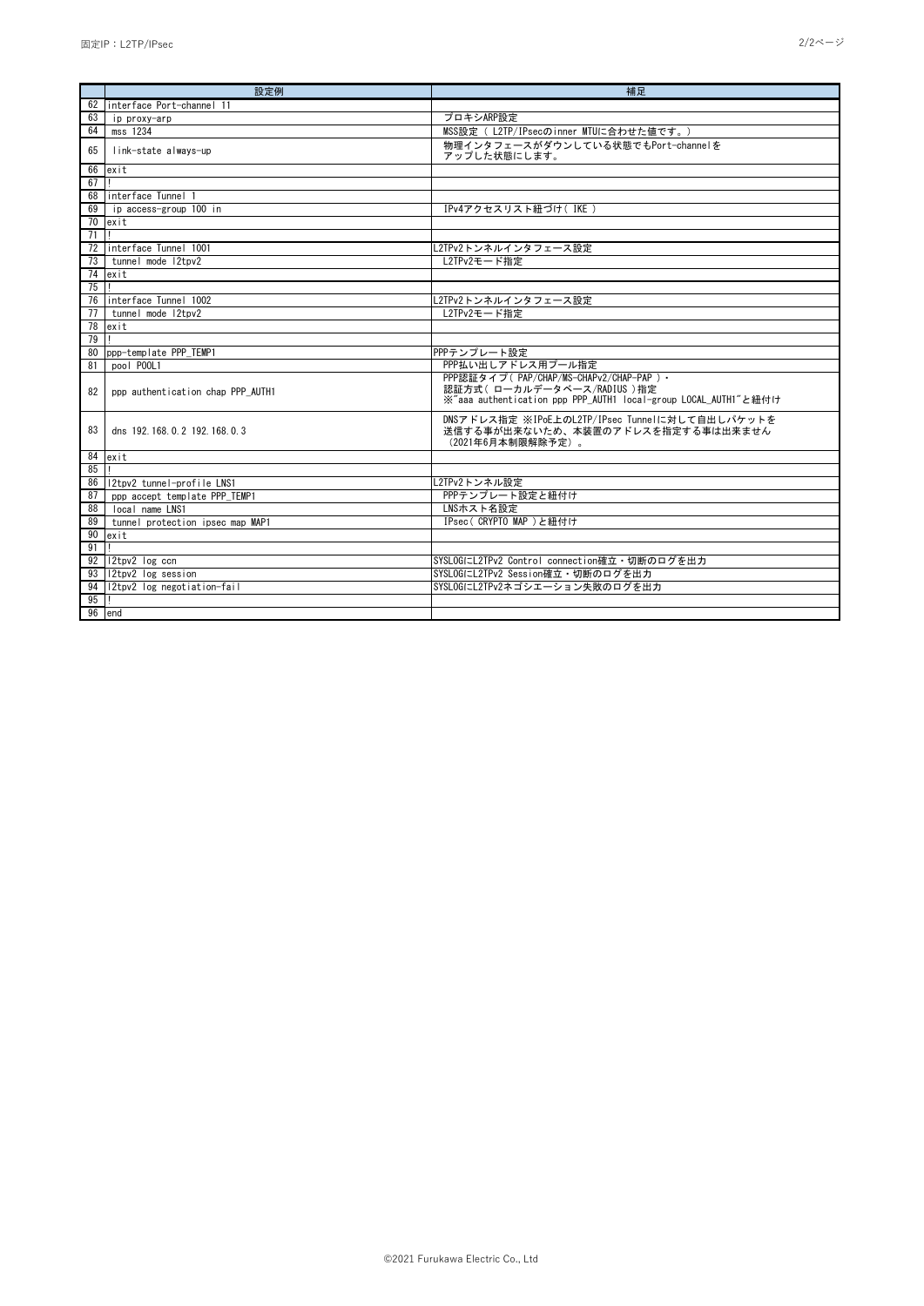| | 設定例 | 補足 |
|---|---|---|
| 62 | interface Port-channel 11 | |
| 63 | ip proxy-arp | プロキシARP設定 |
| 64 | mss 1234 | MSS設定（ L2TP/IPsecのinner MTUに合わせた値です。） |
| 65 | link-state always-up | 物理インタフェースがダウンしている状態でもPort-channelを<br>アップした状態にします。 |
| 66 | exit | |
| 67 | ! | |
| 68 | interface Tunnel 1 | |
| 69 | ip access-group 100 in | IPv4アクセスリスト紐づけ（ IKE ） |
| 70 | exit | |
| 71 | ! | |
| 72 | interface Tunnel 1001 | L2TPv2トンネルインタフェース設定 |
| 73 | tunnel mode l2tpv2 | L2TPv2モード指定 |
| 74 | exit | |
| 75 | ! | |
| 76 | interface Tunnel 1002 | L2TPv2トンネルインタフェース設定 |
| 77 | tunnel mode l2tpv2 | L2TPv2モード指定 |
| 78 | exit | |
| 79 | ! | |
| 80 | ppp-template PPP_TEMP1 | PPPテンプレート設定 |
| 81 | pool POOL1 | PPP払い出しアドレス用プール指定 |
| 82 | ppp authentication chap PPP_AUTH1 | PPP認証タイプ（ PAP/CHAP/MS-CHAPv2/CHAP-PAP ）・<br>認証方式（ ローカルデータベース/RADIUS ）指定<br>※"aaa authentication ppp PPP_AUTH1 local-group LOCAL_AUTH1"と紐付け |
| 83 | dns 192.168.0.2 192.168.0.3 | DNSアドレス指定 ※IPoE上のL2TP/IPsec Tunnelに対して自出しパケットを<br>送信する事が出来ないため、本装置のアドレスを指定する事は出来ません<br>（2021年6月本制限解除予定）。 |
| 84 | exit | |
| 85 | ! | |
| 86 | l2tpv2 tunnel-profile LNS1 | L2TPv2トンネル設定 |
| 87 | ppp accept template PPP_TEMP1 | PPPテンプレート設定と紐付け |
| 88 | local name LNS1 | LNSホスト名設定 |
| 89 | tunnel protection ipsec map MAP1 | IPsec（ CRYPTO MAP ）と紐付け |
| 90 | exit | |
| 91 | ! | |
| 92 | l2tpv2 log ccn | SYSLOGにL2TPv2 Control connection確立・切断のログを出力 |
| 93 | l2tpv2 log session | SYSLOGにL2TPv2 Session確立・切断のログを出力 |
| 94 | l2tpv2 log negotiation-fail | SYSLOGにL2TPv2ネゴシエーション失敗のログを出力 |
| 95 | ! | |
| 96 | end | |

©2021 Furukawa Electric Co., Ltd